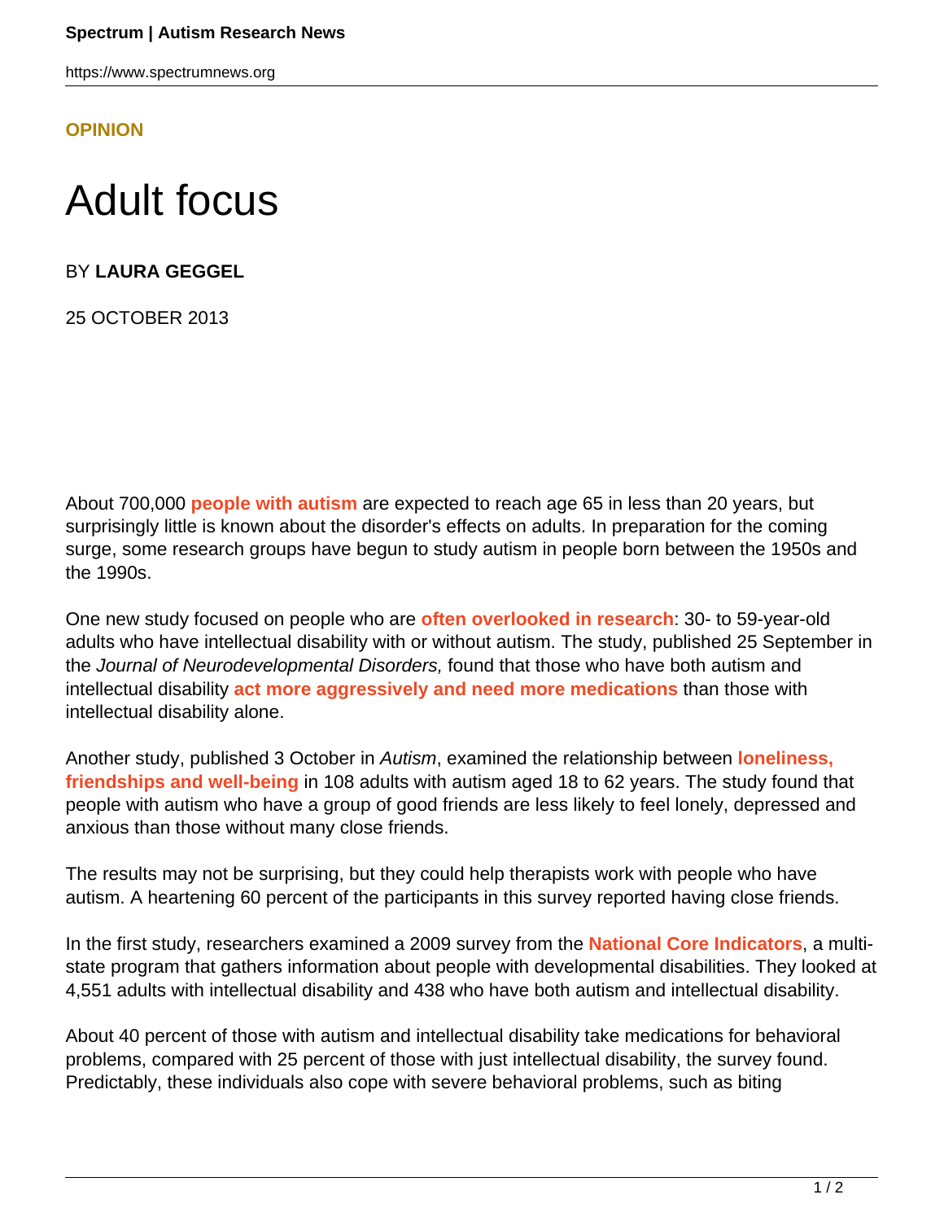**OPINION**

# Adult focus

BY **LAURA GEGGEL**

25 OCTOBER 2013

About 700,000 **people with autism** are expected to reach age 65 in less than 20 years, but surprisingly little is known about the disorder's effects on adults. In preparation for the coming surge, some research groups have begun to study autism in people born between the 1950s and the 1990s.

One new study focused on people who are **often overlooked in research**: 30- to 59-year-old adults who have intellectual disability with or without autism. The study, published 25 September in the *Journal of Neurodevelopmental Disorders,* found that those who have both autism and intellectual disability **act more aggressively and need more medications** than those with intellectual disability alone.

Another study, published 3 October in *Autism*, examined the relationship between **loneliness, friendships and well-being** in 108 adults with autism aged 18 to 62 years. The study found that people with autism who have a group of good friends are less likely to feel lonely, depressed and anxious than those without many close friends.

The results may not be surprising, but they could help therapists work with people who have autism. A heartening 60 percent of the participants in this survey reported having close friends.

In the first study, researchers examined a 2009 survey from the **National Core Indicators**, a multi-state program that gathers information about people with developmental disabilities. They looked at 4,551 adults with intellectual disability and 438 who have both autism and intellectual disability.

About 40 percent of those with autism and intellectual disability take medications for behavioral problems, compared with 25 percent of those with just intellectual disability, the survey found. Predictably, these individuals also cope with severe behavioral problems, such as biting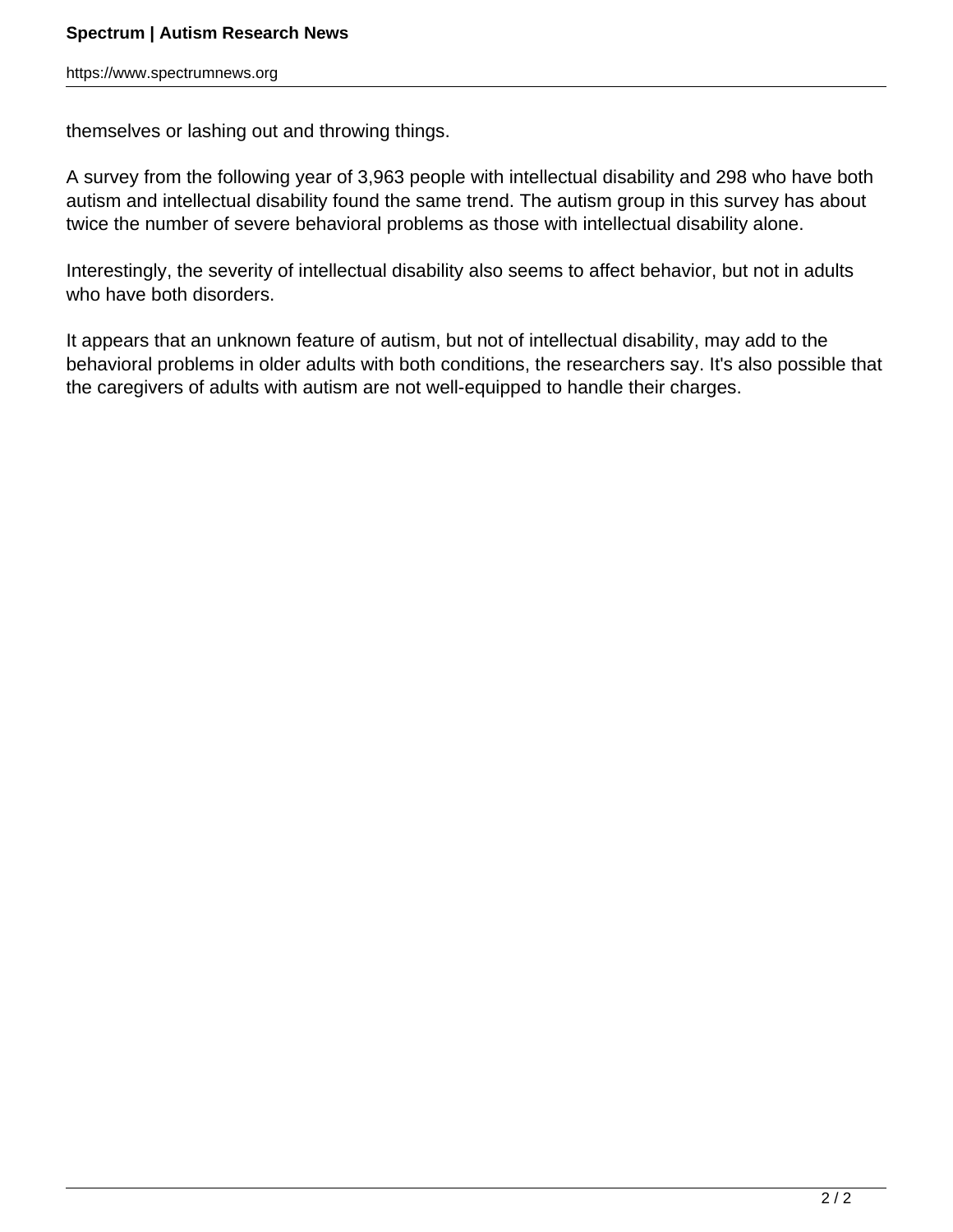themselves or lashing out and throwing things.

A survey from the following year of 3,963 people with intellectual disability and 298 who have both autism and intellectual disability found the same trend. The autism group in this survey has about twice the number of severe behavioral problems as those with intellectual disability alone.

Interestingly, the severity of intellectual disability also seems to affect behavior, but not in adults who have both disorders.

It appears that an unknown feature of autism, but not of intellectual disability, may add to the behavioral problems in older adults with both conditions, the researchers say. It's also possible that the caregivers of adults with autism are not well-equipped to handle their charges.